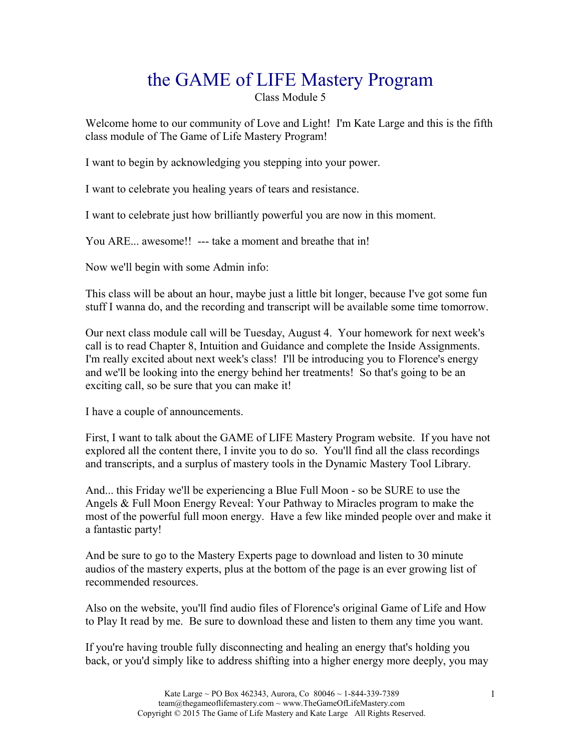# the GAME of LIFE Mastery Program

Class Module 5

Welcome home to our community of Love and Light! I'm Kate Large and this is the fifth class module of The Game of Life Mastery Program!

I want to begin by acknowledging you stepping into your power.

I want to celebrate you healing years of tears and resistance.

I want to celebrate just how brilliantly powerful you are now in this moment.

You ARE... awesome!! --- take a moment and breathe that in!

Now we'll begin with some Admin info:

This class will be about an hour, maybe just a little bit longer, because I've got some fun stuff I wanna do, and the recording and transcript will be available some time tomorrow.

Our next class module call will be Tuesday, August 4. Your homework for next week's call is to read Chapter 8, Intuition and Guidance and complete the Inside Assignments. I'm really excited about next week's class! I'll be introducing you to Florence's energy and we'll be looking into the energy behind her treatments! So that's going to be an exciting call, so be sure that you can make it!

I have a couple of announcements.

First, I want to talk about the GAME of LIFE Mastery Program website. If you have not explored all the content there, I invite you to do so. You'll find all the class recordings and transcripts, and a surplus of mastery tools in the Dynamic Mastery Tool Library.

And... this Friday we'll be experiencing a Blue Full Moon - so be SURE to use the Angels & Full Moon Energy Reveal: Your Pathway to Miracles program to make the most of the powerful full moon energy. Have a few like minded people over and make it a fantastic party!

And be sure to go to the Mastery Experts page to download and listen to 30 minute audios of the mastery experts, plus at the bottom of the page is an ever growing list of recommended resources.

Also on the website, you'll find audio files of Florence's original Game of Life and How to Play It read by me. Be sure to download these and listen to them any time you want.

If you're having trouble fully disconnecting and healing an energy that's holding you back, or you'd simply like to address shifting into a higher energy more deeply, you may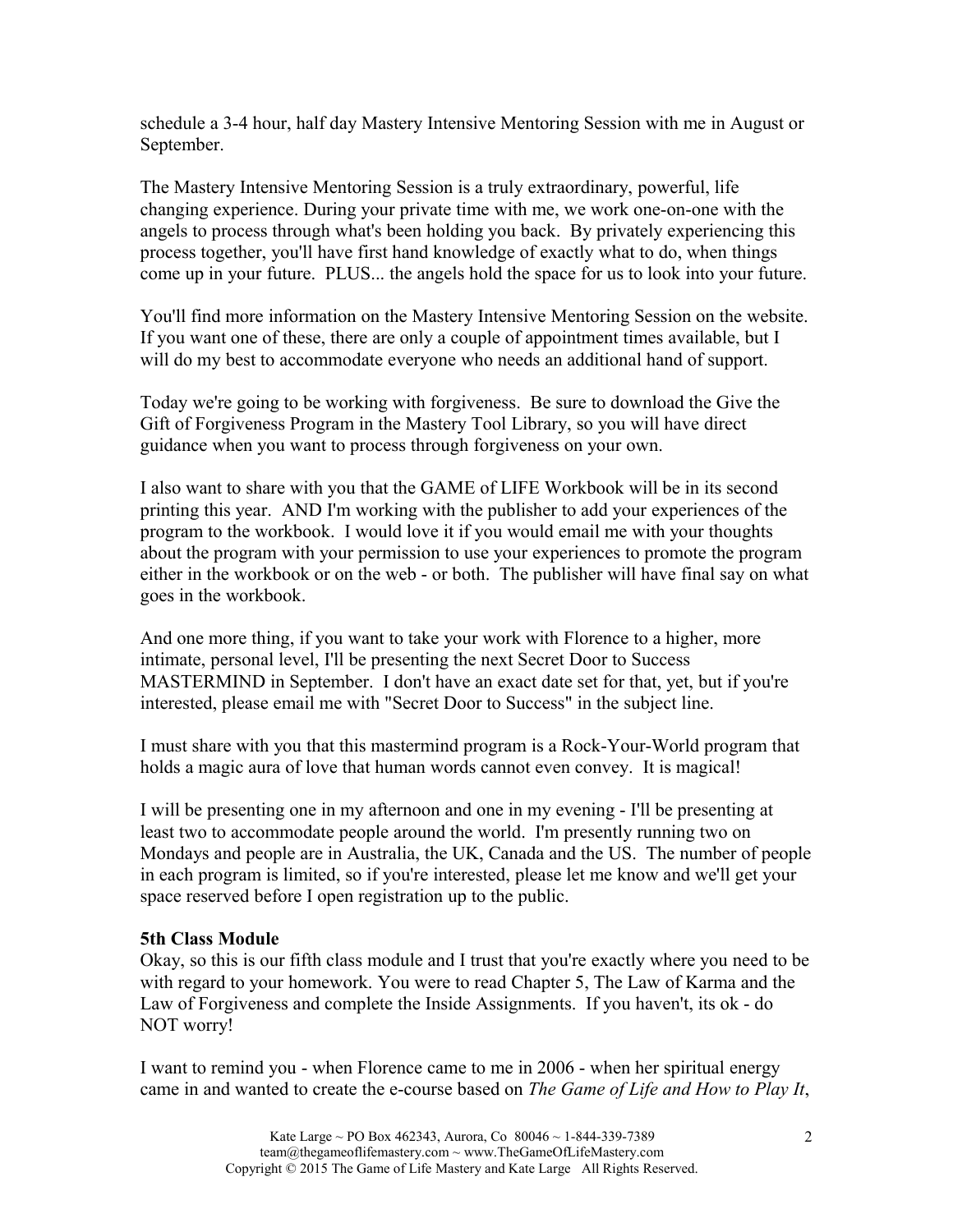schedule a 3-4 hour, half day Mastery Intensive Mentoring Session with me in August or September.

The Mastery Intensive Mentoring Session is a truly extraordinary, powerful, life changing experience. During your private time with me, we work one-on-one with the angels to process through what's been holding you back. By privately experiencing this process together, you'll have first hand knowledge of exactly what to do, when things come up in your future. PLUS... the angels hold the space for us to look into your future.

You'll find more information on the Mastery Intensive Mentoring Session on the website. If you want one of these, there are only a couple of appointment times available, but I will do my best to accommodate everyone who needs an additional hand of support.

Today we're going to be working with forgiveness. Be sure to download the Give the Gift of Forgiveness Program in the Mastery Tool Library, so you will have direct guidance when you want to process through forgiveness on your own.

I also want to share with you that the GAME of LIFE Workbook will be in its second printing this year. AND I'm working with the publisher to add your experiences of the program to the workbook. I would love it if you would email me with your thoughts about the program with your permission to use your experiences to promote the program either in the workbook or on the web - or both. The publisher will have final say on what goes in the workbook.

And one more thing, if you want to take your work with Florence to a higher, more intimate, personal level, I'll be presenting the next Secret Door to Success MASTERMIND in September. I don't have an exact date set for that, yet, but if you're interested, please email me with "Secret Door to Success" in the subject line.

I must share with you that this mastermind program is a Rock-Your-World program that holds a magic aura of love that human words cannot even convey. It is magical!

I will be presenting one in my afternoon and one in my evening - I'll be presenting at least two to accommodate people around the world. I'm presently running two on Mondays and people are in Australia, the UK, Canada and the US. The number of people in each program is limited, so if you're interested, please let me know and we'll get your space reserved before I open registration up to the public.

**5th Class Module**

Okay, so this is our fifth class module and I trust that you're exactly where you need to be with regard to your homework. You were to read Chapter 5, The Law of Karma and the Law of Forgiveness and complete the Inside Assignments. If you haven't, its ok - do NOT worry!

I want to remind you - when Florence came to me in 2006 - when her spiritual energy came in and wanted to create the e-course based on *The Game of Life and How to Play It*,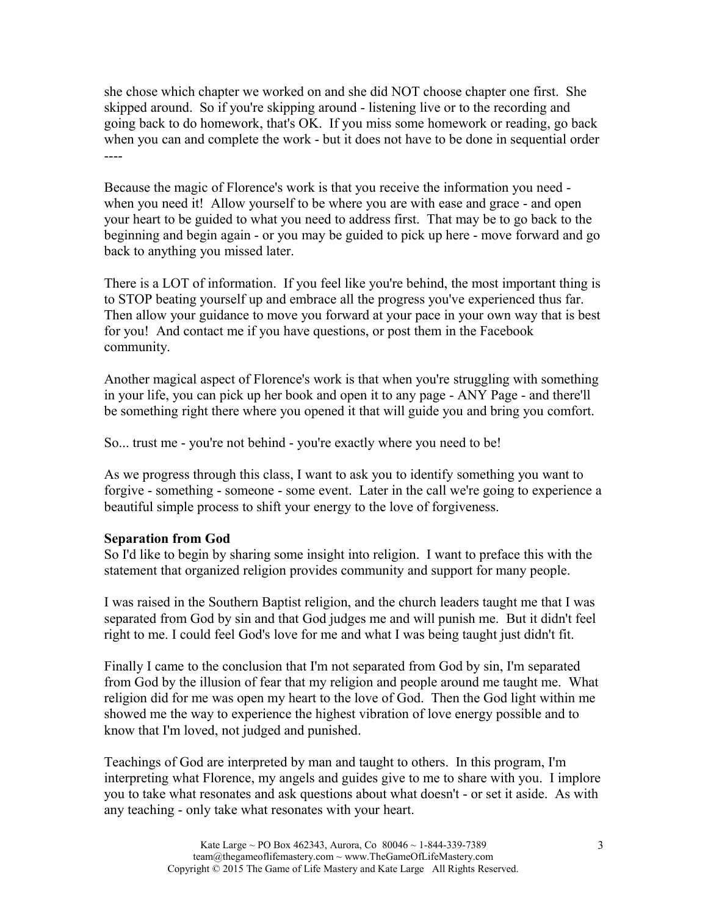she chose which chapter we worked on and she did NOT choose chapter one first. She skipped around. So if you're skipping around - listening live or to the recording and going back to do homework, that's OK. If you miss some homework or reading, go back when you can and complete the work - but it does not have to be done in sequential order ----

Because the magic of Florence's work is that you receive the information you need - when you need it! Allow yourself to be where you are with ease and grace - and open your heart to be guided to what you need to address first. That may be to go back to the beginning and begin again - or you may be guided to pick up here - move forward and go back to anything you missed later.

There is a LOT of information. If you feel like you're behind, the most important thing is to STOP beating yourself up and embrace all the progress you've experienced thus far. Then allow your guidance to move you forward at your pace in your own way that is best for you! And contact me if you have questions, or post them in the Facebook community.

Another magical aspect of Florence's work is that when you're struggling with something in your life, you can pick up her book and open it to any page - ANY Page - and there'll be something right there where you opened it that will guide you and bring you comfort.

So... trust me - you're not behind - you're exactly where you need to be!

As we progress through this class, I want to ask you to identify something you want to forgive - something - someone - some event. Later in the call we're going to experience a beautiful simple process to shift your energy to the love of forgiveness.

**Separation from God**

So I'd like to begin by sharing some insight into religion. I want to preface this with the statement that organized religion provides community and support for many people.

I was raised in the Southern Baptist religion, and the church leaders taught me that I was separated from God by sin and that God judges me and will punish me. But it didn't feel right to me. I could feel God's love for me and what I was being taught just didn't fit.

Finally I came to the conclusion that I'm not separated from God by sin, I'm separated from God by the illusion of fear that my religion and people around me taught me. What religion did for me was open my heart to the love of God. Then the God light within me showed me the way to experience the highest vibration of love energy possible and to know that I'm loved, not judged and punished.

Teachings of God are interpreted by man and taught to others. In this program, I'm interpreting what Florence, my angels and guides give to me to share with you. I implore you to take what resonates and ask questions about what doesn't - or set it aside. As with any teaching - only take what resonates with your heart.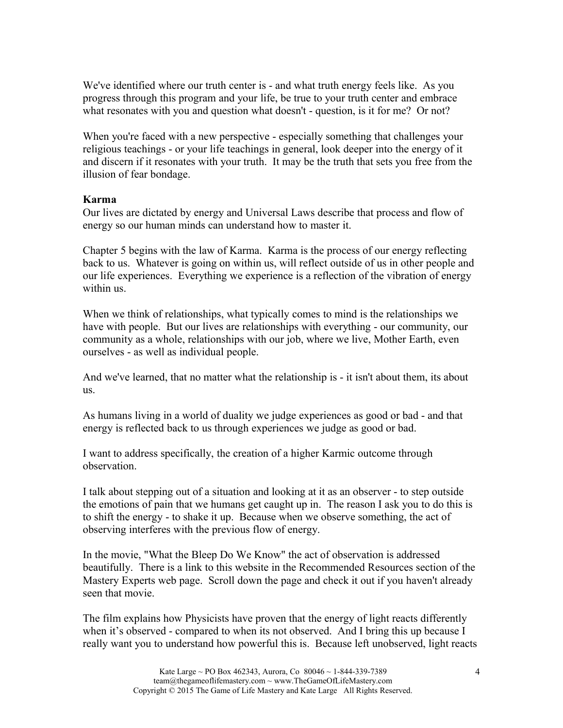We've identified where our truth center is - and what truth energy feels like. As you progress through this program and your life, be true to your truth center and embrace what resonates with you and question what doesn't - question, is it for me? Or not?

When you're faced with a new perspective - especially something that challenges your religious teachings - or your life teachings in general, look deeper into the energy of it and discern if it resonates with your truth. It may be the truth that sets you free from the illusion of fear bondage.

**Karma**

Our lives are dictated by energy and Universal Laws describe that process and flow of energy so our human minds can understand how to master it.

Chapter 5 begins with the law of Karma. Karma is the process of our energy reflecting back to us. Whatever is going on within us, will reflect outside of us in other people and our life experiences. Everything we experience is a reflection of the vibration of energy within us.

When we think of relationships, what typically comes to mind is the relationships we have with people. But our lives are relationships with everything - our community, our community as a whole, relationships with our job, where we live, Mother Earth, even ourselves - as well as individual people.

And we've learned, that no matter what the relationship is - it isn't about them, its about us.

As humans living in a world of duality we judge experiences as good or bad - and that energy is reflected back to us through experiences we judge as good or bad.

I want to address specifically, the creation of a higher Karmic outcome through observation.

I talk about stepping out of a situation and looking at it as an observer - to step outside the emotions of pain that we humans get caught up in. The reason I ask you to do this is to shift the energy - to shake it up. Because when we observe something, the act of observing interferes with the previous flow of energy.

In the movie, "What the Bleep Do We Know" the act of observation is addressed beautifully. There is a link to this website in the Recommended Resources section of the Mastery Experts web page. Scroll down the page and check it out if you haven't already seen that movie.

The film explains how Physicists have proven that the energy of light reacts differently when it's observed - compared to when its not observed. And I bring this up because I really want you to understand how powerful this is. Because left unobserved, light reacts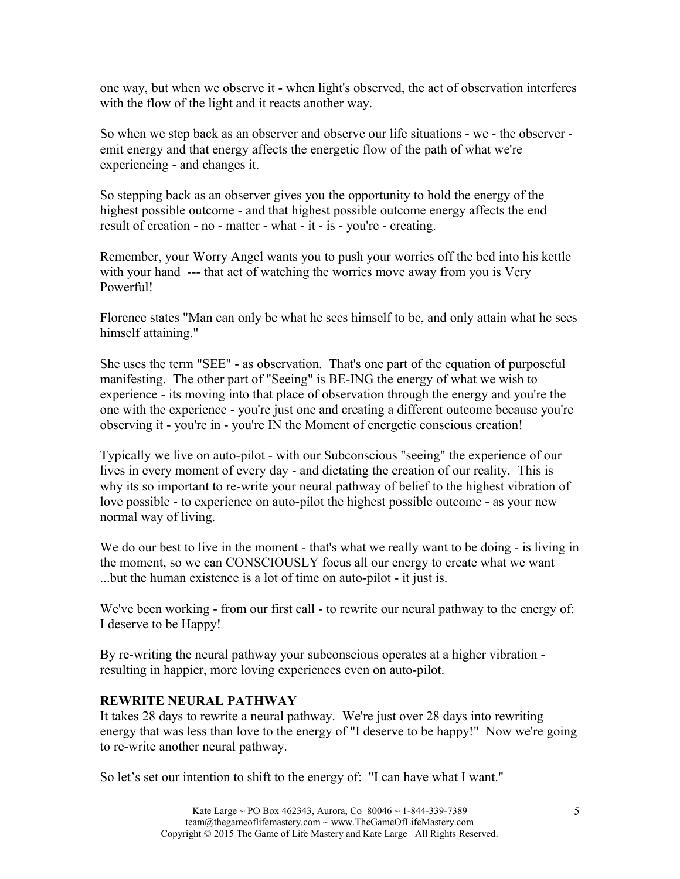one way, but when we observe it - when light's observed, the act of observation interferes with the flow of the light and it reacts another way.

So when we step back as an observer and observe our life situations - we - the observer - emit energy and that energy affects the energetic flow of the path of what we're experiencing - and changes it.

So stepping back as an observer gives you the opportunity to hold the energy of the highest possible outcome - and that highest possible outcome energy affects the end result of creation - no - matter - what - it - is - you're - creating.

Remember, your Worry Angel wants you to push your worries off the bed into his kettle with your hand --- that act of watching the worries move away from you is Very Powerful!

Florence states "Man can only be what he sees himself to be, and only attain what he sees himself attaining."

She uses the term "SEE" - as observation. That's one part of the equation of purposeful manifesting. The other part of "Seeing" is BE-ING the energy of what we wish to experience - its moving into that place of observation through the energy and you're the one with the experience - you're just one and creating a different outcome because you're observing it - you're in - you're IN the Moment of energetic conscious creation!

Typically we live on auto-pilot - with our Subconscious "seeing" the experience of our lives in every moment of every day - and dictating the creation of our reality. This is why its so important to re-write your neural pathway of belief to the highest vibration of love possible - to experience on auto-pilot the highest possible outcome - as your new normal way of living.

We do our best to live in the moment - that's what we really want to be doing - is living in the moment, so we can CONSCIOUSLY focus all our energy to create what we want ...but the human existence is a lot of time on auto-pilot - it just is.

We've been working - from our first call - to rewrite our neural pathway to the energy of: I deserve to be Happy!

By re-writing the neural pathway your subconscious operates at a higher vibration - resulting in happier, more loving experiences even on auto-pilot.

**REWRITE NEURAL PATHWAY**

It takes 28 days to rewrite a neural pathway. We're just over 28 days into rewriting energy that was less than love to the energy of "I deserve to be happy!" Now we're going to re-write another neural pathway.

So let's set our intention to shift to the energy of: "I can have what I want."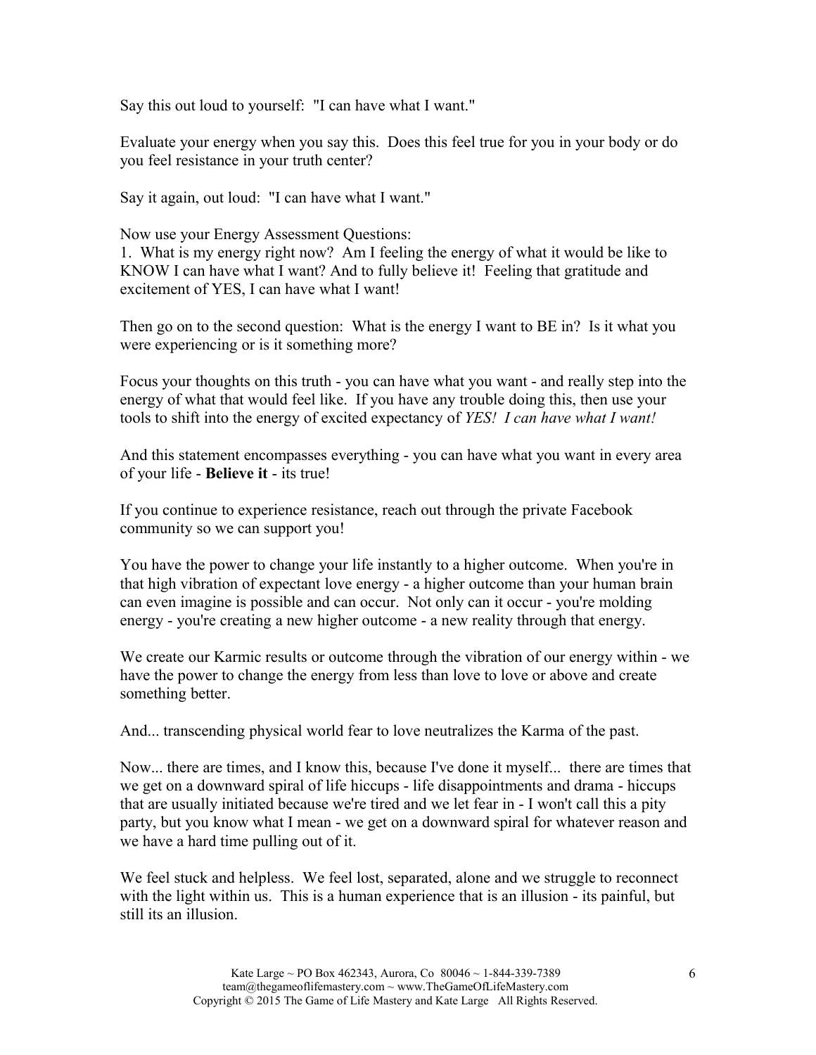Say this out loud to yourself: "I can have what I want."

Evaluate your energy when you say this. Does this feel true for you in your body or do you feel resistance in your truth center?

Say it again, out loud: "I can have what I want."

Now use your Energy Assessment Questions:
1. What is my energy right now? Am I feeling the energy of what it would be like to KNOW I can have what I want? And to fully believe it! Feeling that gratitude and excitement of YES, I can have what I want!

Then go on to the second question: What is the energy I want to BE in? Is it what you were experiencing or is it something more?

Focus your thoughts on this truth - you can have what you want - and really step into the energy of what that would feel like. If you have any trouble doing this, then use your tools to shift into the energy of excited expectancy of *YES! I can have what I want!*

And this statement encompasses everything - you can have what you want in every area of your life - **Believe it** - its true!

If you continue to experience resistance, reach out through the private Facebook community so we can support you!

You have the power to change your life instantly to a higher outcome. When you're in that high vibration of expectant love energy - a higher outcome than your human brain can even imagine is possible and can occur. Not only can it occur - you're molding energy - you're creating a new higher outcome - a new reality through that energy.

We create our Karmic results or outcome through the vibration of our energy within - we have the power to change the energy from less than love to love or above and create something better.

And... transcending physical world fear to love neutralizes the Karma of the past.

Now... there are times, and I know this, because I've done it myself... there are times that we get on a downward spiral of life hiccups - life disappointments and drama - hiccups that are usually initiated because we're tired and we let fear in - I won't call this a pity party, but you know what I mean - we get on a downward spiral for whatever reason and we have a hard time pulling out of it.

We feel stuck and helpless. We feel lost, separated, alone and we struggle to reconnect with the light within us. This is a human experience that is an illusion - its painful, but still its an illusion.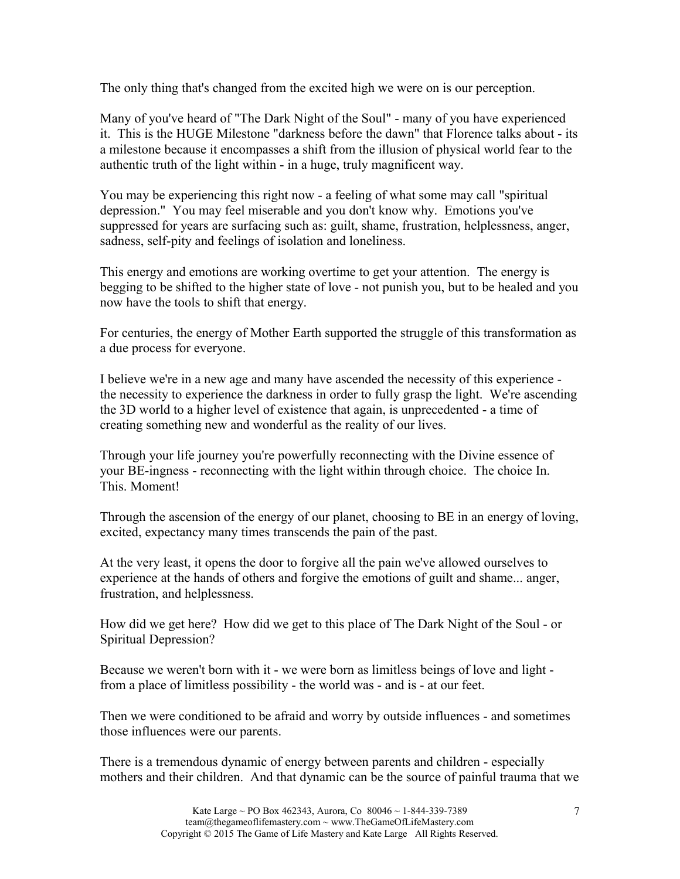The only thing that's changed from the excited high we were on is our perception.

Many of you've heard of "The Dark Night of the Soul" - many of you have experienced it. This is the HUGE Milestone "darkness before the dawn" that Florence talks about - its a milestone because it encompasses a shift from the illusion of physical world fear to the authentic truth of the light within - in a huge, truly magnificent way.

You may be experiencing this right now - a feeling of what some may call "spiritual depression." You may feel miserable and you don't know why. Emotions you've suppressed for years are surfacing such as: guilt, shame, frustration, helplessness, anger, sadness, self-pity and feelings of isolation and loneliness.

This energy and emotions are working overtime to get your attention. The energy is begging to be shifted to the higher state of love - not punish you, but to be healed and you now have the tools to shift that energy.

For centuries, the energy of Mother Earth supported the struggle of this transformation as a due process for everyone.

I believe we're in a new age and many have ascended the necessity of this experience - the necessity to experience the darkness in order to fully grasp the light. We're ascending the 3D world to a higher level of existence that again, is unprecedented - a time of creating something new and wonderful as the reality of our lives.

Through your life journey you're powerfully reconnecting with the Divine essence of your BE-ingness - reconnecting with the light within through choice. The choice In. This. Moment!

Through the ascension of the energy of our planet, choosing to BE in an energy of loving, excited, expectancy many times transcends the pain of the past.

At the very least, it opens the door to forgive all the pain we've allowed ourselves to experience at the hands of others and forgive the emotions of guilt and shame... anger, frustration, and helplessness.

How did we get here? How did we get to this place of The Dark Night of the Soul - or Spiritual Depression?

Because we weren't born with it - we were born as limitless beings of love and light - from a place of limitless possibility - the world was - and is - at our feet.

Then we were conditioned to be afraid and worry by outside influences - and sometimes those influences were our parents.

There is a tremendous dynamic of energy between parents and children - especially mothers and their children. And that dynamic can be the source of painful trauma that we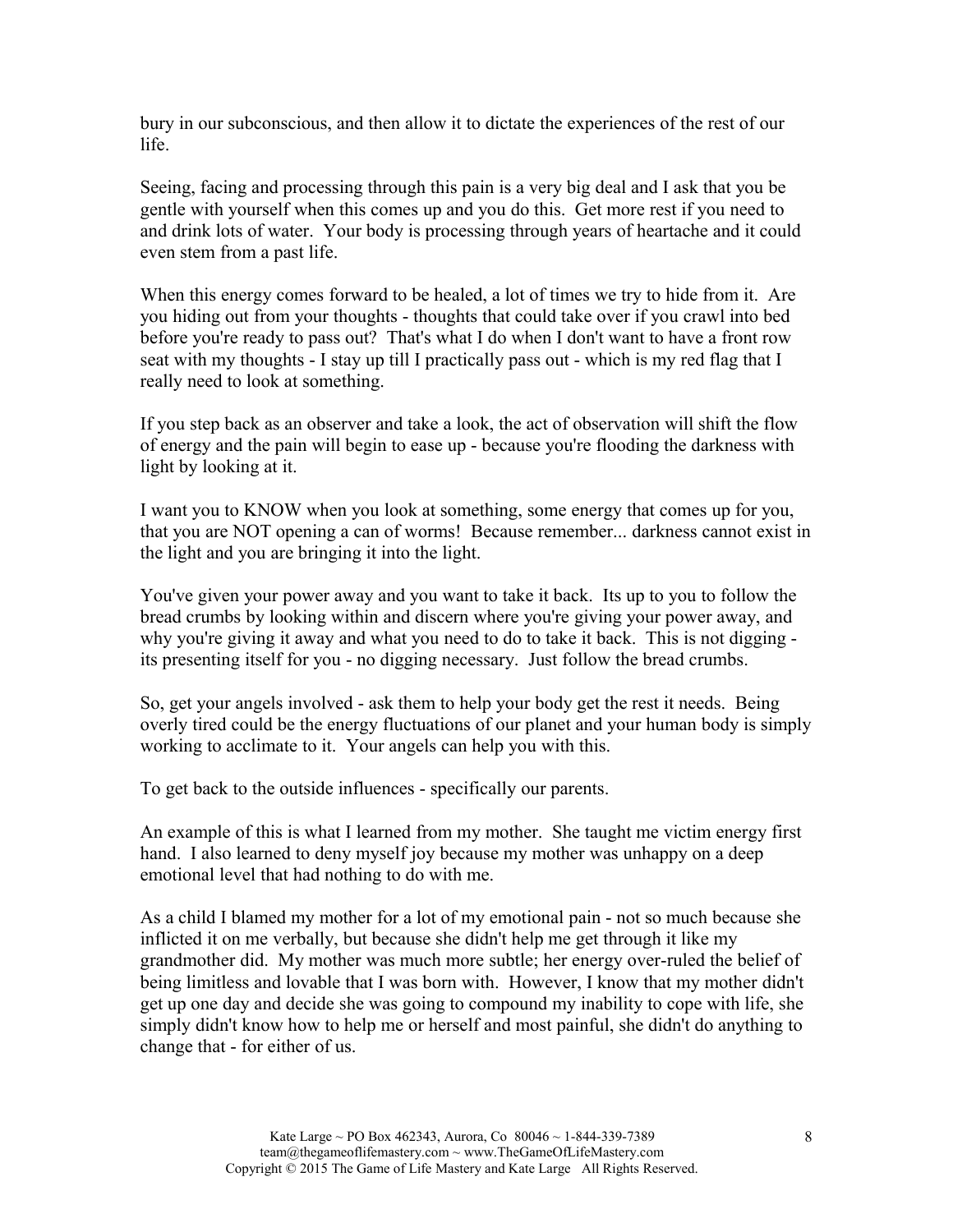bury in our subconscious, and then allow it to dictate the experiences of the rest of our life.

Seeing, facing and processing through this pain is a very big deal and I ask that you be gentle with yourself when this comes up and you do this. Get more rest if you need to and drink lots of water. Your body is processing through years of heartache and it could even stem from a past life.

When this energy comes forward to be healed, a lot of times we try to hide from it. Are you hiding out from your thoughts - thoughts that could take over if you crawl into bed before you're ready to pass out? That's what I do when I don't want to have a front row seat with my thoughts - I stay up till I practically pass out - which is my red flag that I really need to look at something.

If you step back as an observer and take a look, the act of observation will shift the flow of energy and the pain will begin to ease up - because you're flooding the darkness with light by looking at it.

I want you to KNOW when you look at something, some energy that comes up for you, that you are NOT opening a can of worms! Because remember... darkness cannot exist in the light and you are bringing it into the light.

You've given your power away and you want to take it back. Its up to you to follow the bread crumbs by looking within and discern where you're giving your power away, and why you're giving it away and what you need to do to take it back. This is not digging - its presenting itself for you - no digging necessary. Just follow the bread crumbs.

So, get your angels involved - ask them to help your body get the rest it needs. Being overly tired could be the energy fluctuations of our planet and your human body is simply working to acclimate to it. Your angels can help you with this.

To get back to the outside influences - specifically our parents.

An example of this is what I learned from my mother. She taught me victim energy first hand. I also learned to deny myself joy because my mother was unhappy on a deep emotional level that had nothing to do with me.

As a child I blamed my mother for a lot of my emotional pain - not so much because she inflicted it on me verbally, but because she didn't help me get through it like my grandmother did. My mother was much more subtle; her energy over-ruled the belief of being limitless and lovable that I was born with. However, I know that my mother didn't get up one day and decide she was going to compound my inability to cope with life, she simply didn't know how to help me or herself and most painful, she didn't do anything to change that - for either of us.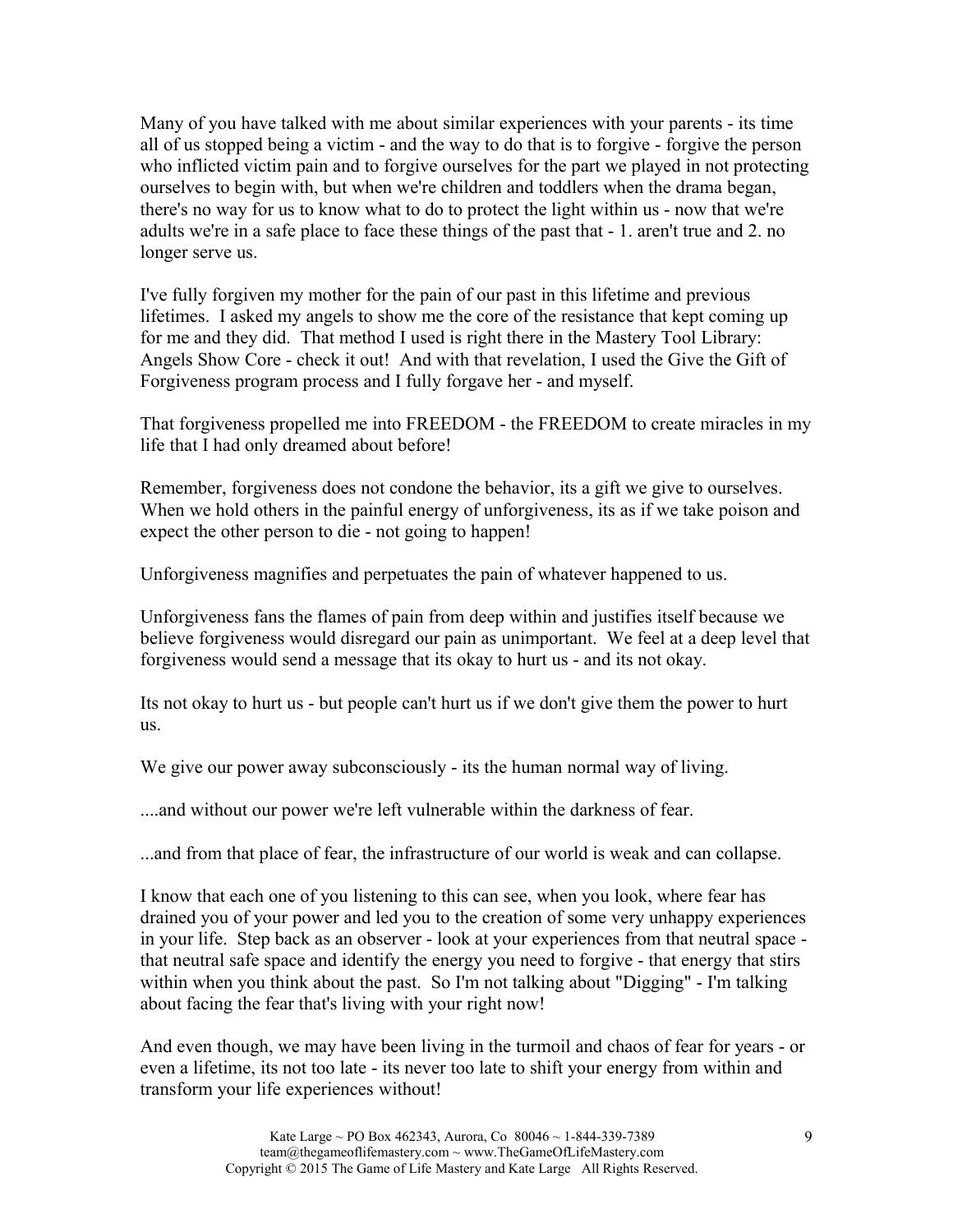Many of you have talked with me about similar experiences with your parents - its time all of us stopped being a victim - and the way to do that is to forgive - forgive the person who inflicted victim pain and to forgive ourselves for the part we played in not protecting ourselves to begin with, but when we're children and toddlers when the drama began, there's no way for us to know what to do to protect the light within us - now that we're adults we're in a safe place to face these things of the past that - 1. aren't true and 2. no longer serve us.

I've fully forgiven my mother for the pain of our past in this lifetime and previous lifetimes. I asked my angels to show me the core of the resistance that kept coming up for me and they did. That method I used is right there in the Mastery Tool Library: Angels Show Core - check it out! And with that revelation, I used the Give the Gift of Forgiveness program process and I fully forgave her - and myself.

That forgiveness propelled me into FREEDOM - the FREEDOM to create miracles in my life that I had only dreamed about before!

Remember, forgiveness does not condone the behavior, its a gift we give to ourselves. When we hold others in the painful energy of unforgiveness, its as if we take poison and expect the other person to die - not going to happen!

Unforgiveness magnifies and perpetuates the pain of whatever happened to us.

Unforgiveness fans the flames of pain from deep within and justifies itself because we believe forgiveness would disregard our pain as unimportant. We feel at a deep level that forgiveness would send a message that its okay to hurt us - and its not okay.

Its not okay to hurt us - but people can't hurt us if we don't give them the power to hurt us.

We give our power away subconsciously - its the human normal way of living.

....and without our power we're left vulnerable within the darkness of fear.

...and from that place of fear, the infrastructure of our world is weak and can collapse.

I know that each one of you listening to this can see, when you look, where fear has drained you of your power and led you to the creation of some very unhappy experiences in your life. Step back as an observer - look at your experiences from that neutral space - that neutral safe space and identify the energy you need to forgive - that energy that stirs within when you think about the past. So I'm not talking about "Digging" - I'm talking about facing the fear that's living with your right now!

And even though, we may have been living in the turmoil and chaos of fear for years - or even a lifetime, its not too late - its never too late to shift your energy from within and transform your life experiences without!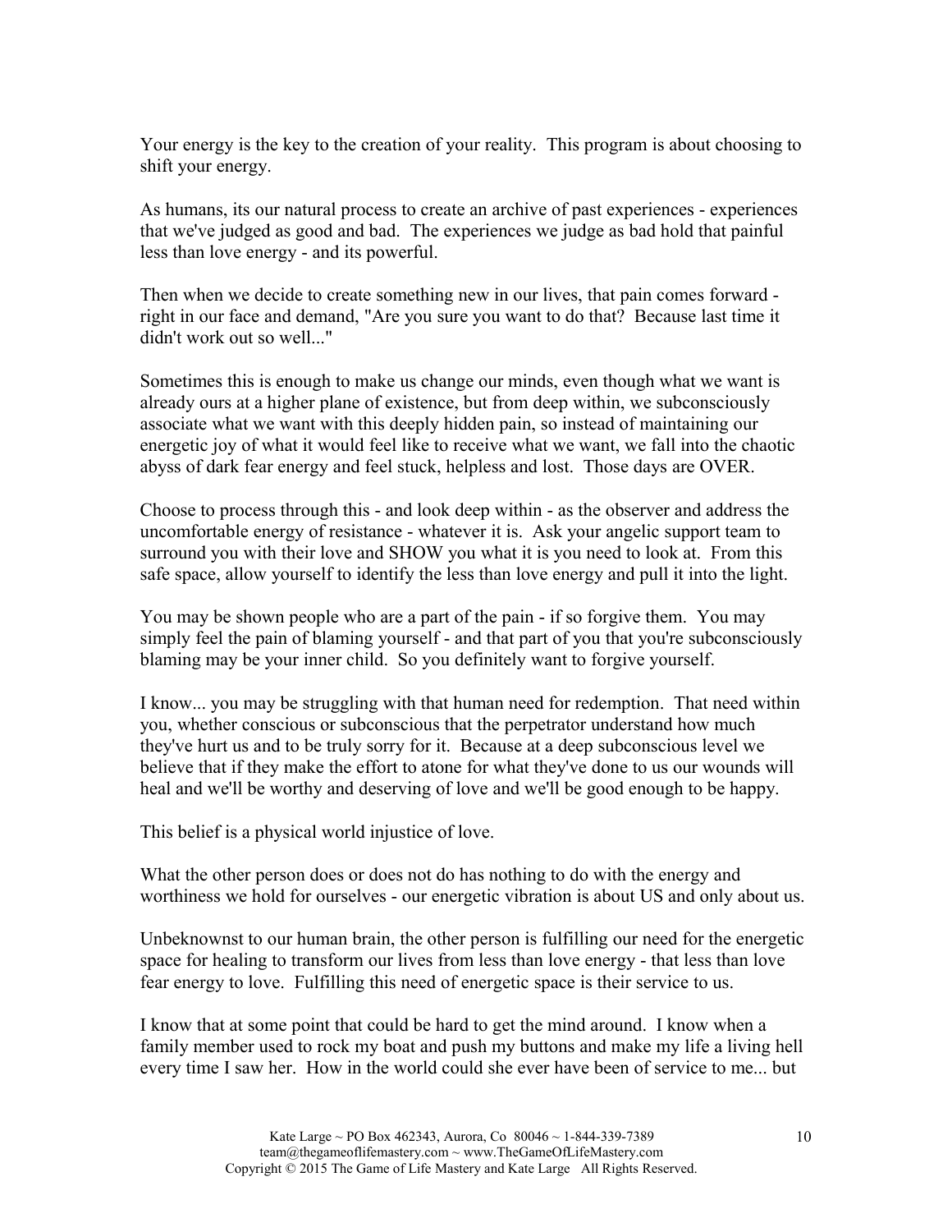Your energy is the key to the creation of your reality. This program is about choosing to shift your energy.

As humans, its our natural process to create an archive of past experiences - experiences that we've judged as good and bad. The experiences we judge as bad hold that painful less than love energy - and its powerful.

Then when we decide to create something new in our lives, that pain comes forward - right in our face and demand, "Are you sure you want to do that? Because last time it didn't work out so well..."

Sometimes this is enough to make us change our minds, even though what we want is already ours at a higher plane of existence, but from deep within, we subconsciously associate what we want with this deeply hidden pain, so instead of maintaining our energetic joy of what it would feel like to receive what we want, we fall into the chaotic abyss of dark fear energy and feel stuck, helpless and lost. Those days are OVER.

Choose to process through this - and look deep within - as the observer and address the uncomfortable energy of resistance - whatever it is. Ask your angelic support team to surround you with their love and SHOW you what it is you need to look at. From this safe space, allow yourself to identify the less than love energy and pull it into the light.

You may be shown people who are a part of the pain - if so forgive them. You may simply feel the pain of blaming yourself - and that part of you that you're subconsciously blaming may be your inner child. So you definitely want to forgive yourself.

I know... you may be struggling with that human need for redemption. That need within you, whether conscious or subconscious that the perpetrator understand how much they've hurt us and to be truly sorry for it. Because at a deep subconscious level we believe that if they make the effort to atone for what they've done to us our wounds will heal and we'll be worthy and deserving of love and we'll be good enough to be happy.

This belief is a physical world injustice of love.

What the other person does or does not do has nothing to do with the energy and worthiness we hold for ourselves - our energetic vibration is about US and only about us.

Unbeknownst to our human brain, the other person is fulfilling our need for the energetic space for healing to transform our lives from less than love energy - that less than love fear energy to love. Fulfilling this need of energetic space is their service to us.

I know that at some point that could be hard to get the mind around. I know when a family member used to rock my boat and push my buttons and make my life a living hell every time I saw her. How in the world could she ever have been of service to me... but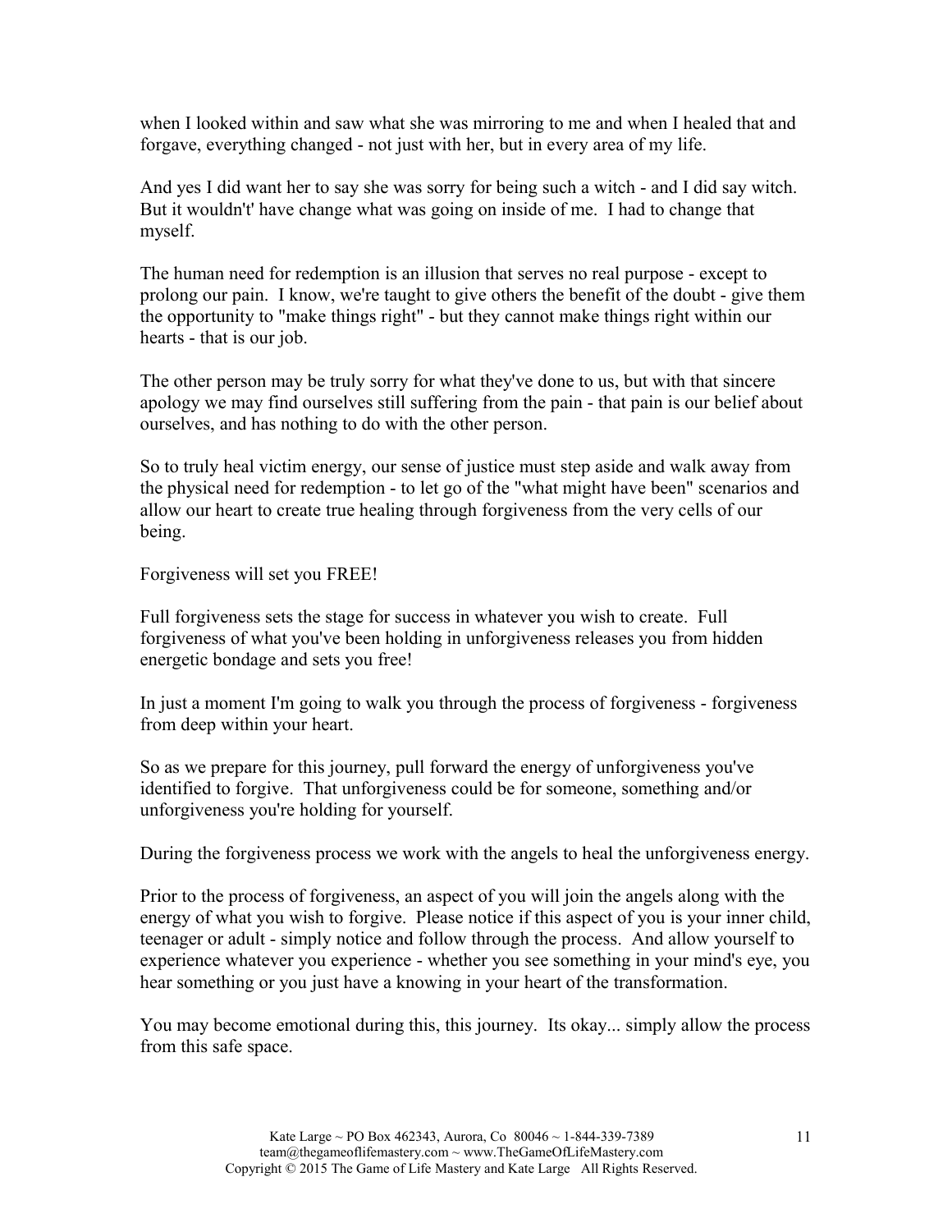when I looked within and saw what she was mirroring to me and when I healed that and forgave, everything changed - not just with her, but in every area of my life.

And yes I did want her to say she was sorry for being such a witch - and I did say witch. But it wouldn't' have change what was going on inside of me. I had to change that myself.

The human need for redemption is an illusion that serves no real purpose - except to prolong our pain. I know, we're taught to give others the benefit of the doubt - give them the opportunity to "make things right" - but they cannot make things right within our hearts - that is our job.

The other person may be truly sorry for what they've done to us, but with that sincere apology we may find ourselves still suffering from the pain - that pain is our belief about ourselves, and has nothing to do with the other person.

So to truly heal victim energy, our sense of justice must step aside and walk away from the physical need for redemption - to let go of the "what might have been" scenarios and allow our heart to create true healing through forgiveness from the very cells of our being.

Forgiveness will set you FREE!

Full forgiveness sets the stage for success in whatever you wish to create. Full forgiveness of what you've been holding in unforgiveness releases you from hidden energetic bondage and sets you free!

In just a moment I'm going to walk you through the process of forgiveness - forgiveness from deep within your heart.

So as we prepare for this journey, pull forward the energy of unforgiveness you've identified to forgive. That unforgiveness could be for someone, something and/or unforgiveness you're holding for yourself.

During the forgiveness process we work with the angels to heal the unforgiveness energy.

Prior to the process of forgiveness, an aspect of you will join the angels along with the energy of what you wish to forgive. Please notice if this aspect of you is your inner child, teenager or adult - simply notice and follow through the process. And allow yourself to experience whatever you experience - whether you see something in your mind's eye, you hear something or you just have a knowing in your heart of the transformation.

You may become emotional during this, this journey. Its okay... simply allow the process from this safe space.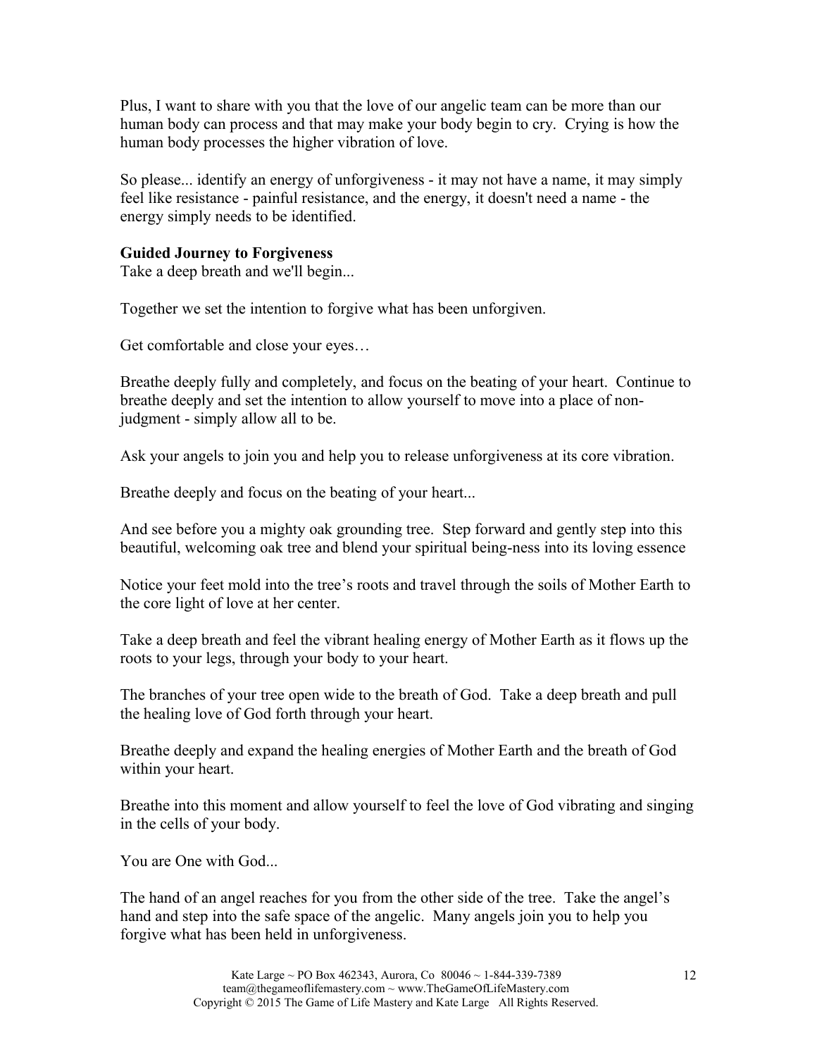Plus, I want to share with you that the love of our angelic team can be more than our human body can process and that may make your body begin to cry. Crying is how the human body processes the higher vibration of love.

So please... identify an energy of unforgiveness - it may not have a name, it may simply feel like resistance - painful resistance, and the energy, it doesn't need a name - the energy simply needs to be identified.

**Guided Journey to Forgiveness**

Take a deep breath and we'll begin...

Together we set the intention to forgive what has been unforgiven.

Get comfortable and close your eyes…

Breathe deeply fully and completely, and focus on the beating of your heart. Continue to breathe deeply and set the intention to allow yourself to move into a place of non-judgment - simply allow all to be.

Ask your angels to join you and help you to release unforgiveness at its core vibration.

Breathe deeply and focus on the beating of your heart...

And see before you a mighty oak grounding tree. Step forward and gently step into this beautiful, welcoming oak tree and blend your spiritual being-ness into its loving essence

Notice your feet mold into the tree's roots and travel through the soils of Mother Earth to the core light of love at her center.

Take a deep breath and feel the vibrant healing energy of Mother Earth as it flows up the roots to your legs, through your body to your heart.

The branches of your tree open wide to the breath of God. Take a deep breath and pull the healing love of God forth through your heart.

Breathe deeply and expand the healing energies of Mother Earth and the breath of God within your heart.

Breathe into this moment and allow yourself to feel the love of God vibrating and singing in the cells of your body.

You are One with God...

The hand of an angel reaches for you from the other side of the tree. Take the angel's hand and step into the safe space of the angelic. Many angels join you to help you forgive what has been held in unforgiveness.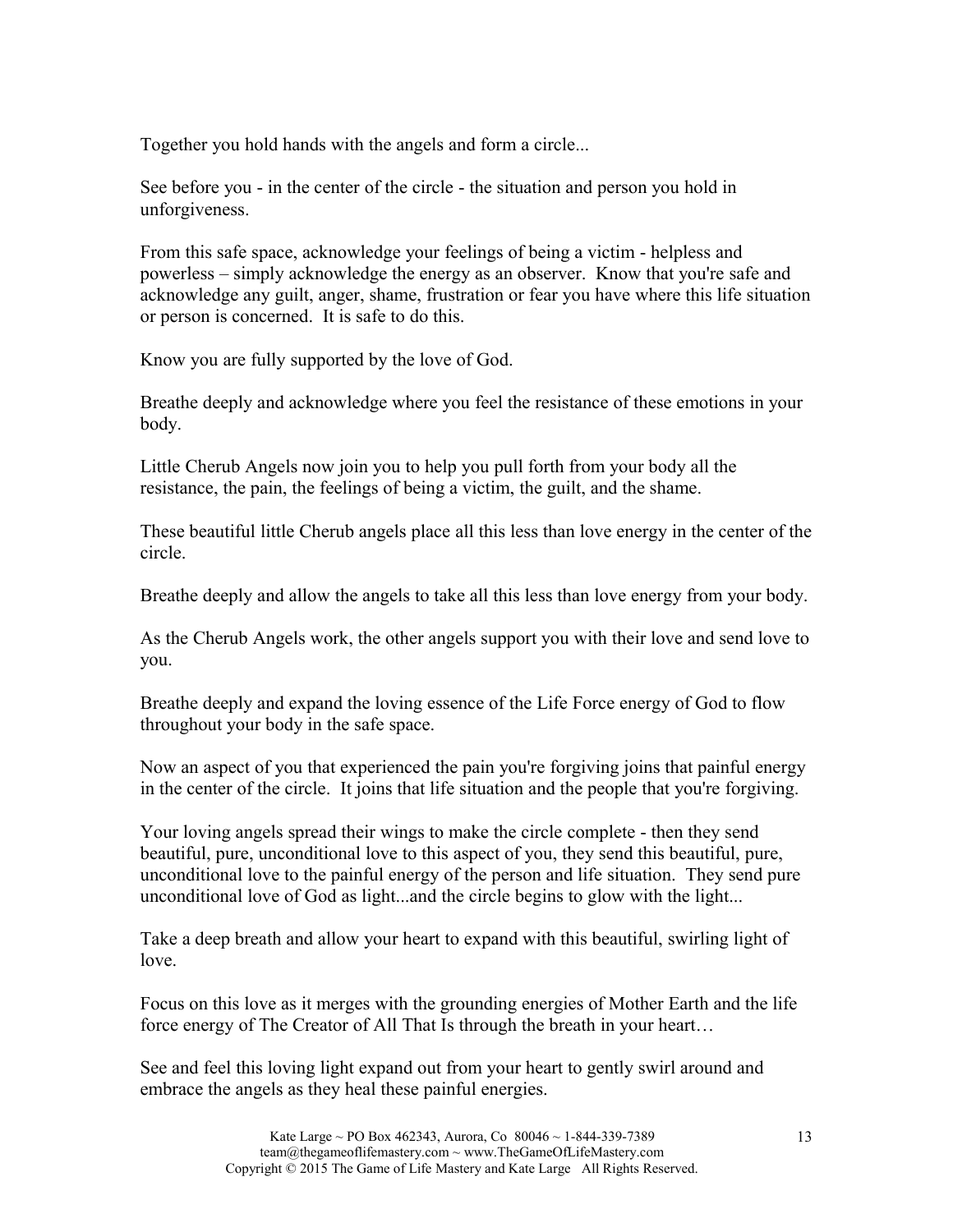Together you hold hands with the angels and form a circle...

See before you - in the center of the circle - the situation and person you hold in unforgiveness.

From this safe space, acknowledge your feelings of being a victim - helpless and powerless – simply acknowledge the energy as an observer. Know that you're safe and acknowledge any guilt, anger, shame, frustration or fear you have where this life situation or person is concerned. It is safe to do this.

Know you are fully supported by the love of God.

Breathe deeply and acknowledge where you feel the resistance of these emotions in your body.

Little Cherub Angels now join you to help you pull forth from your body all the resistance, the pain, the feelings of being a victim, the guilt, and the shame.

These beautiful little Cherub angels place all this less than love energy in the center of the circle.

Breathe deeply and allow the angels to take all this less than love energy from your body.

As the Cherub Angels work, the other angels support you with their love and send love to you.

Breathe deeply and expand the loving essence of the Life Force energy of God to flow throughout your body in the safe space.

Now an aspect of you that experienced the pain you're forgiving joins that painful energy in the center of the circle. It joins that life situation and the people that you're forgiving.

Your loving angels spread their wings to make the circle complete - then they send beautiful, pure, unconditional love to this aspect of you, they send this beautiful, pure, unconditional love to the painful energy of the person and life situation. They send pure unconditional love of God as light...and the circle begins to glow with the light...

Take a deep breath and allow your heart to expand with this beautiful, swirling light of love.

Focus on this love as it merges with the grounding energies of Mother Earth and the life force energy of The Creator of All That Is through the breath in your heart…

See and feel this loving light expand out from your heart to gently swirl around and embrace the angels as they heal these painful energies.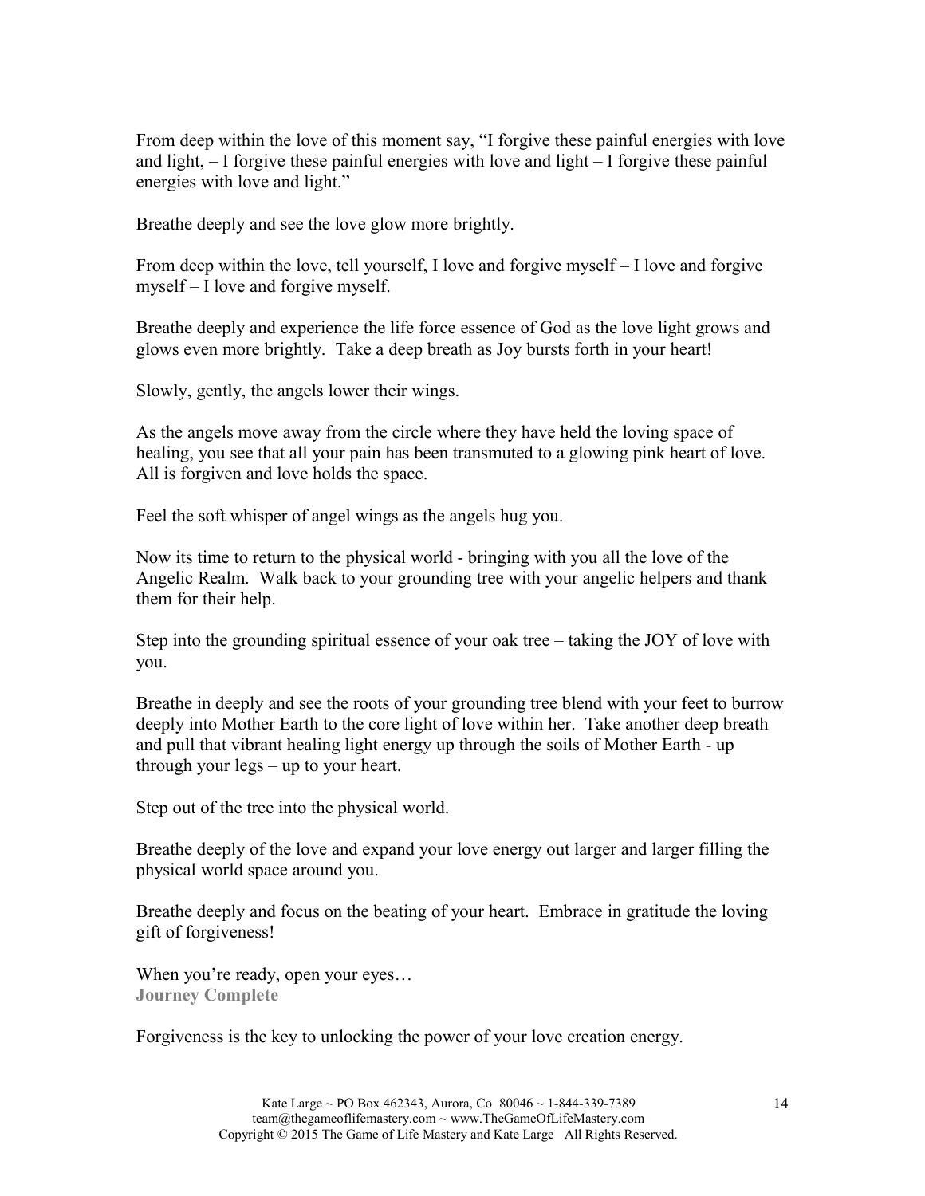From deep within the love of this moment say, "I forgive these painful energies with love and light, – I forgive these painful energies with love and light – I forgive these painful energies with love and light."

Breathe deeply and see the love glow more brightly.

From deep within the love, tell yourself, I love and forgive myself – I love and forgive myself – I love and forgive myself.

Breathe deeply and experience the life force essence of God as the love light grows and glows even more brightly. Take a deep breath as Joy bursts forth in your heart!

Slowly, gently, the angels lower their wings.

As the angels move away from the circle where they have held the loving space of healing, you see that all your pain has been transmuted to a glowing pink heart of love. All is forgiven and love holds the space.

Feel the soft whisper of angel wings as the angels hug you.

Now its time to return to the physical world - bringing with you all the love of the Angelic Realm. Walk back to your grounding tree with your angelic helpers and thank them for their help.

Step into the grounding spiritual essence of your oak tree – taking the JOY of love with you.

Breathe in deeply and see the roots of your grounding tree blend with your feet to burrow deeply into Mother Earth to the core light of love within her. Take another deep breath and pull that vibrant healing light energy up through the soils of Mother Earth - up through your legs – up to your heart.

Step out of the tree into the physical world.

Breathe deeply of the love and expand your love energy out larger and larger filling the physical world space around you.

Breathe deeply and focus on the beating of your heart. Embrace in gratitude the loving gift of forgiveness!

When you're ready, open your eyes…
**Journey Complete**

Forgiveness is the key to unlocking the power of your love creation energy.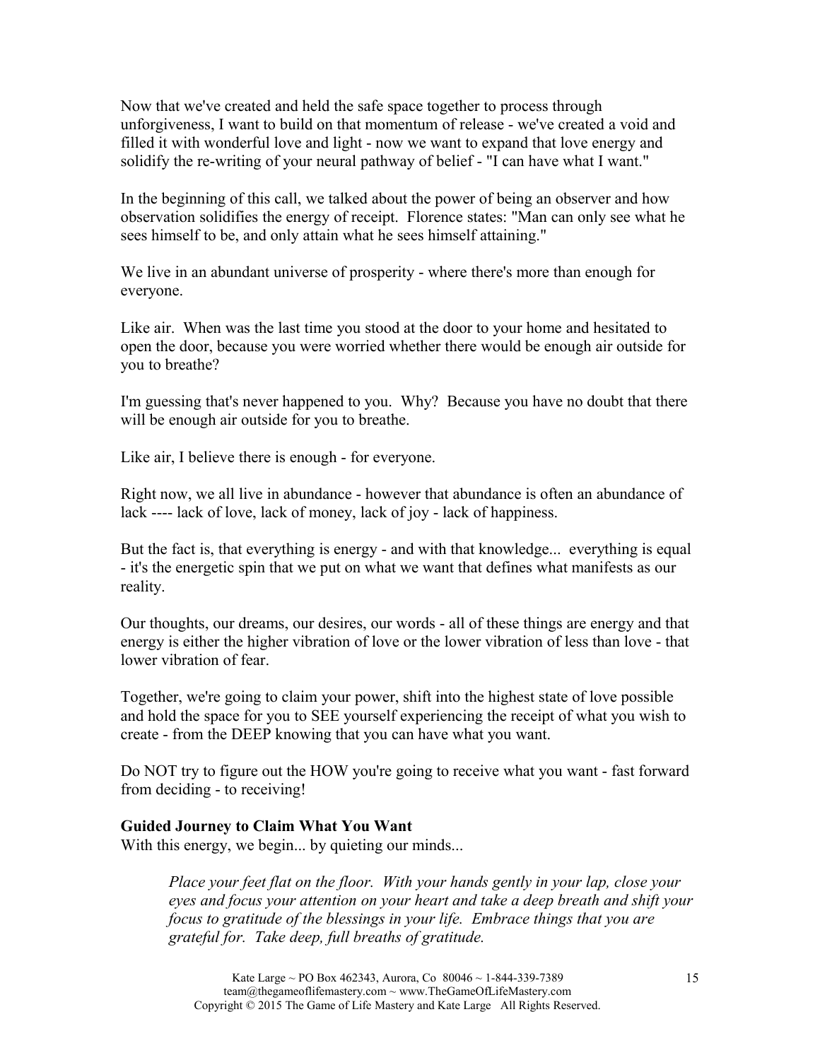Now that we've created and held the safe space together to process through unforgiveness, I want to build on that momentum of release - we've created a void and filled it with wonderful love and light - now we want to expand that love energy and solidify the re-writing of your neural pathway of belief - "I can have what I want."

In the beginning of this call, we talked about the power of being an observer and how observation solidifies the energy of receipt. Florence states: "Man can only see what he sees himself to be, and only attain what he sees himself attaining."

We live in an abundant universe of prosperity - where there's more than enough for everyone.

Like air. When was the last time you stood at the door to your home and hesitated to open the door, because you were worried whether there would be enough air outside for you to breathe?

I'm guessing that's never happened to you. Why? Because you have no doubt that there will be enough air outside for you to breathe.

Like air, I believe there is enough - for everyone.

Right now, we all live in abundance - however that abundance is often an abundance of lack ---- lack of love, lack of money, lack of joy - lack of happiness.

But the fact is, that everything is energy - and with that knowledge... everything is equal - it's the energetic spin that we put on what we want that defines what manifests as our reality.

Our thoughts, our dreams, our desires, our words - all of these things are energy and that energy is either the higher vibration of love or the lower vibration of less than love - that lower vibration of fear.

Together, we're going to claim your power, shift into the highest state of love possible and hold the space for you to SEE yourself experiencing the receipt of what you wish to create - from the DEEP knowing that you can have what you want.

Do NOT try to figure out the HOW you're going to receive what you want - fast forward from deciding - to receiving!

**Guided Journey to Claim What You Want**

With this energy, we begin... by quieting our minds...

> *Place your feet flat on the floor. With your hands gently in your lap, close your eyes and focus your attention on your heart and take a deep breath and shift your focus to gratitude of the blessings in your life. Embrace things that you are grateful for. Take deep, full breaths of gratitude.*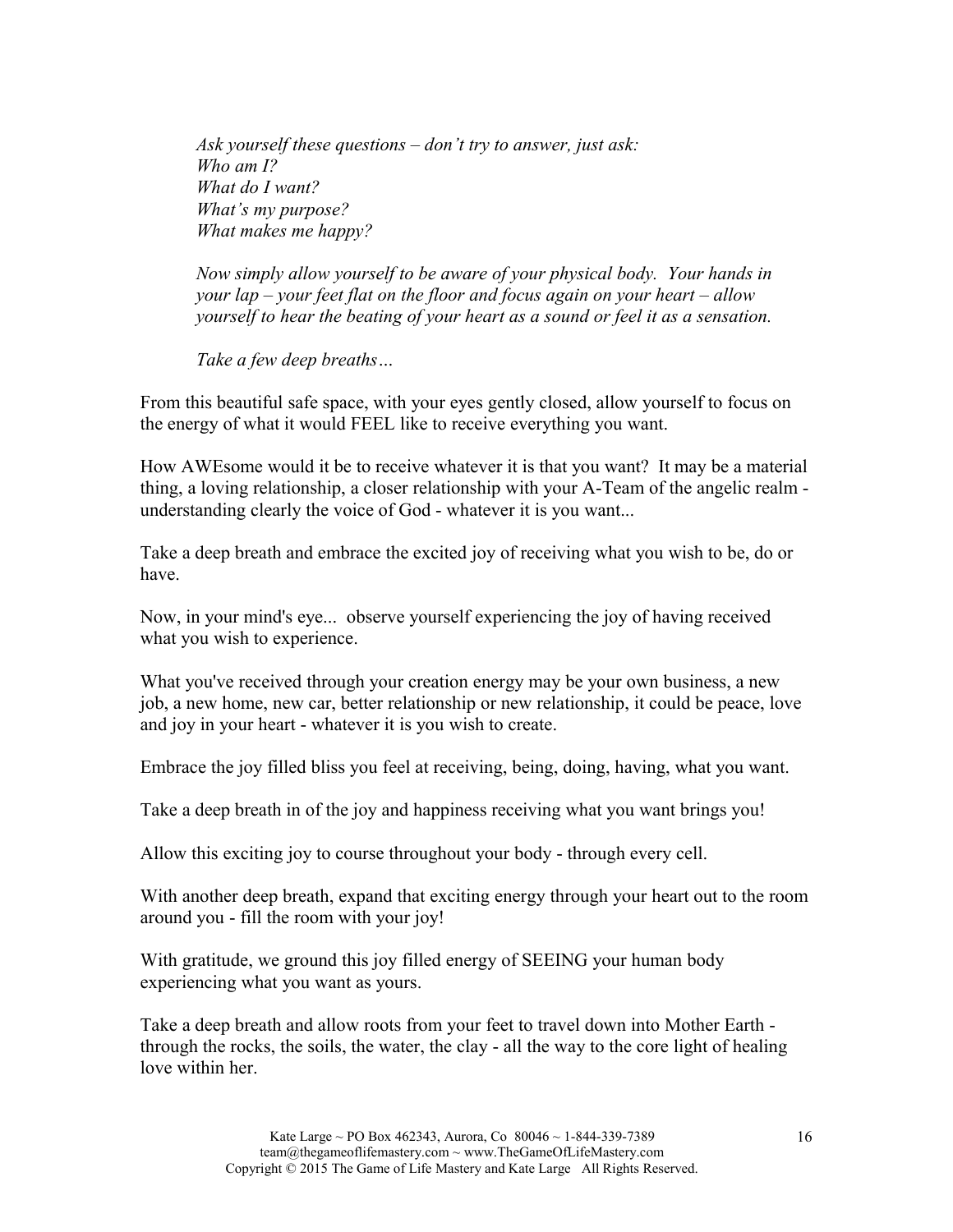*Ask yourself these questions – don't try to answer, just ask:*
*Who am I?*
*What do I want?*
*What's my purpose?*
*What makes me happy?*

*Now simply allow yourself to be aware of your physical body. Your hands in your lap – your feet flat on the floor and focus again on your heart – allow yourself to hear the beating of your heart as a sound or feel it as a sensation.*

*Take a few deep breaths…*

From this beautiful safe space, with your eyes gently closed, allow yourself to focus on the energy of what it would FEEL like to receive everything you want.

How AWEsome would it be to receive whatever it is that you want? It may be a material thing, a loving relationship, a closer relationship with your A-Team of the angelic realm - understanding clearly the voice of God - whatever it is you want...

Take a deep breath and embrace the excited joy of receiving what you wish to be, do or have.

Now, in your mind's eye... observe yourself experiencing the joy of having received what you wish to experience.

What you've received through your creation energy may be your own business, a new job, a new home, new car, better relationship or new relationship, it could be peace, love and joy in your heart - whatever it is you wish to create.

Embrace the joy filled bliss you feel at receiving, being, doing, having, what you want.

Take a deep breath in of the joy and happiness receiving what you want brings you!

Allow this exciting joy to course throughout your body - through every cell.

With another deep breath, expand that exciting energy through your heart out to the room around you - fill the room with your joy!

With gratitude, we ground this joy filled energy of SEEING your human body experiencing what you want as yours.

Take a deep breath and allow roots from your feet to travel down into Mother Earth - through the rocks, the soils, the water, the clay - all the way to the core light of healing love within her.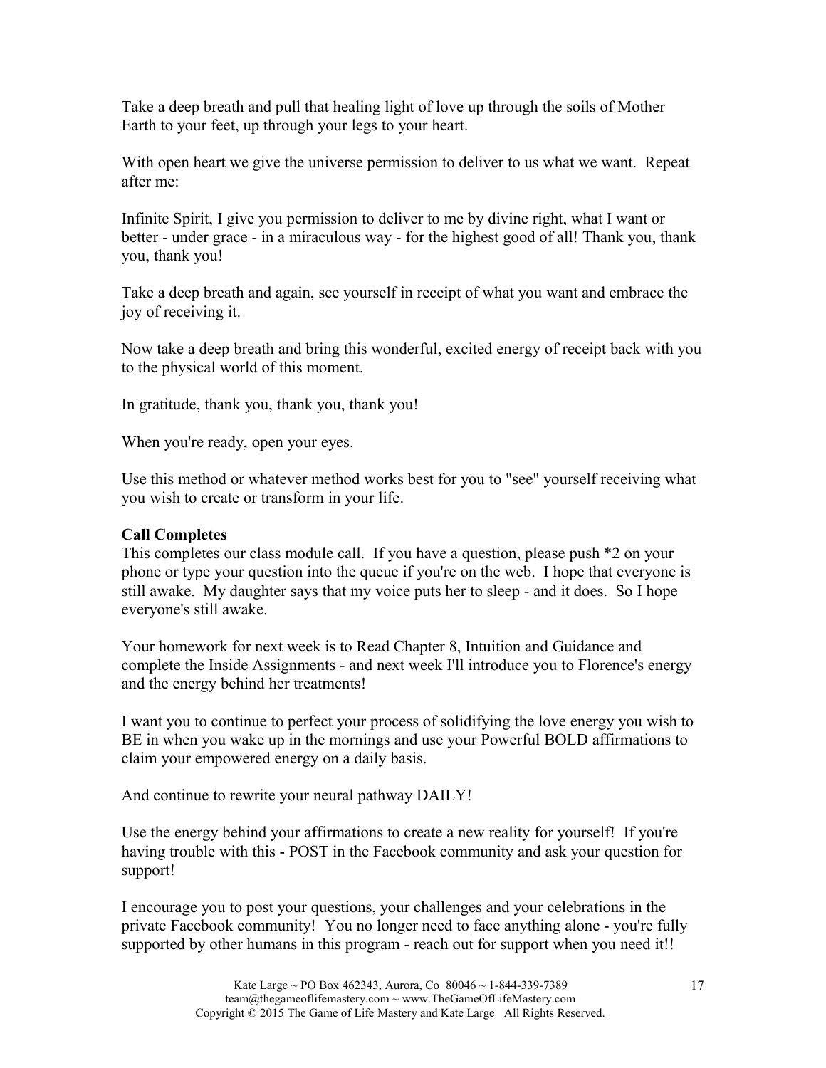Take a deep breath and pull that healing light of love up through the soils of Mother Earth to your feet, up through your legs to your heart.

With open heart we give the universe permission to deliver to us what we want.  Repeat after me:

Infinite Spirit, I give you permission to deliver to me by divine right, what I want or better - under grace - in a miraculous way - for the highest good of all! Thank you, thank you, thank you!

Take a deep breath and again, see yourself in receipt of what you want and embrace the joy of receiving it.

Now take a deep breath and bring this wonderful, excited energy of receipt back with you to the physical world of this moment.

In gratitude, thank you, thank you, thank you!

When you're ready, open your eyes.

Use this method or whatever method works best for you to "see" yourself receiving what you wish to create or transform in your life.

**Call Completes**

This completes our class module call.  If you have a question, please push *2 on your phone or type your question into the queue if you're on the web.  I hope that everyone is still awake.  My daughter says that my voice puts her to sleep - and it does.  So I hope everyone's still awake.

Your homework for next week is to Read Chapter 8, Intuition and Guidance and complete the Inside Assignments - and next week I'll introduce you to Florence's energy and the energy behind her treatments!

I want you to continue to perfect your process of solidifying the love energy you wish to BE in when you wake up in the mornings and use your Powerful BOLD affirmations to claim your empowered energy on a daily basis.

And continue to rewrite your neural pathway DAILY!

Use the energy behind your affirmations to create a new reality for yourself!  If you're having trouble with this - POST in the Facebook community and ask your question for support!

I encourage you to post your questions, your challenges and your celebrations in the private Facebook community!  You no longer need to face anything alone - you're fully supported by other humans in this program - reach out for support when you need it!!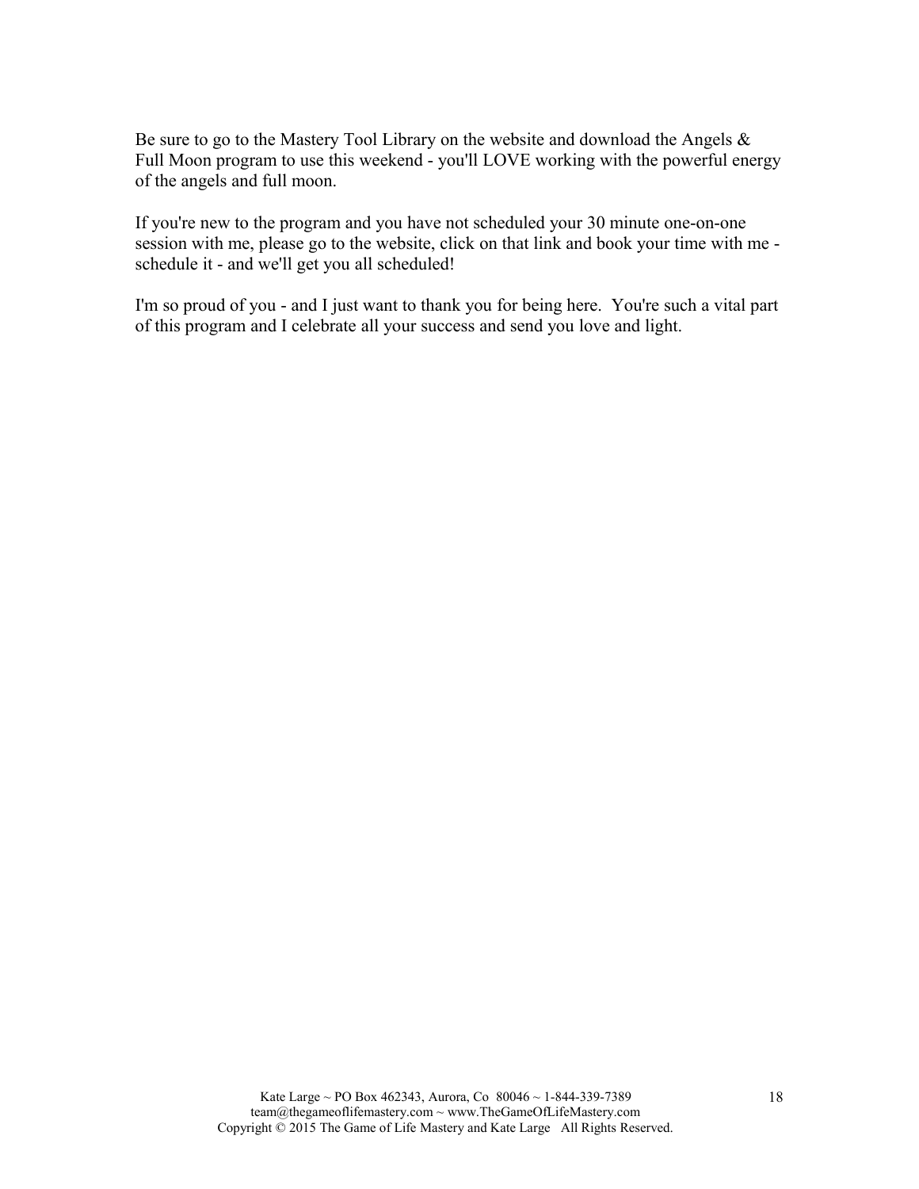Be sure to go to the Mastery Tool Library on the website and download the Angels & Full Moon program to use this weekend - you'll LOVE working with the powerful energy of the angels and full moon.

If you're new to the program and you have not scheduled your 30 minute one-on-one session with me, please go to the website, click on that link and book your time with me - schedule it - and we'll get you all scheduled!

I'm so proud of you - and I just want to thank you for being here. You're such a vital part of this program and I celebrate all your success and send you love and light.